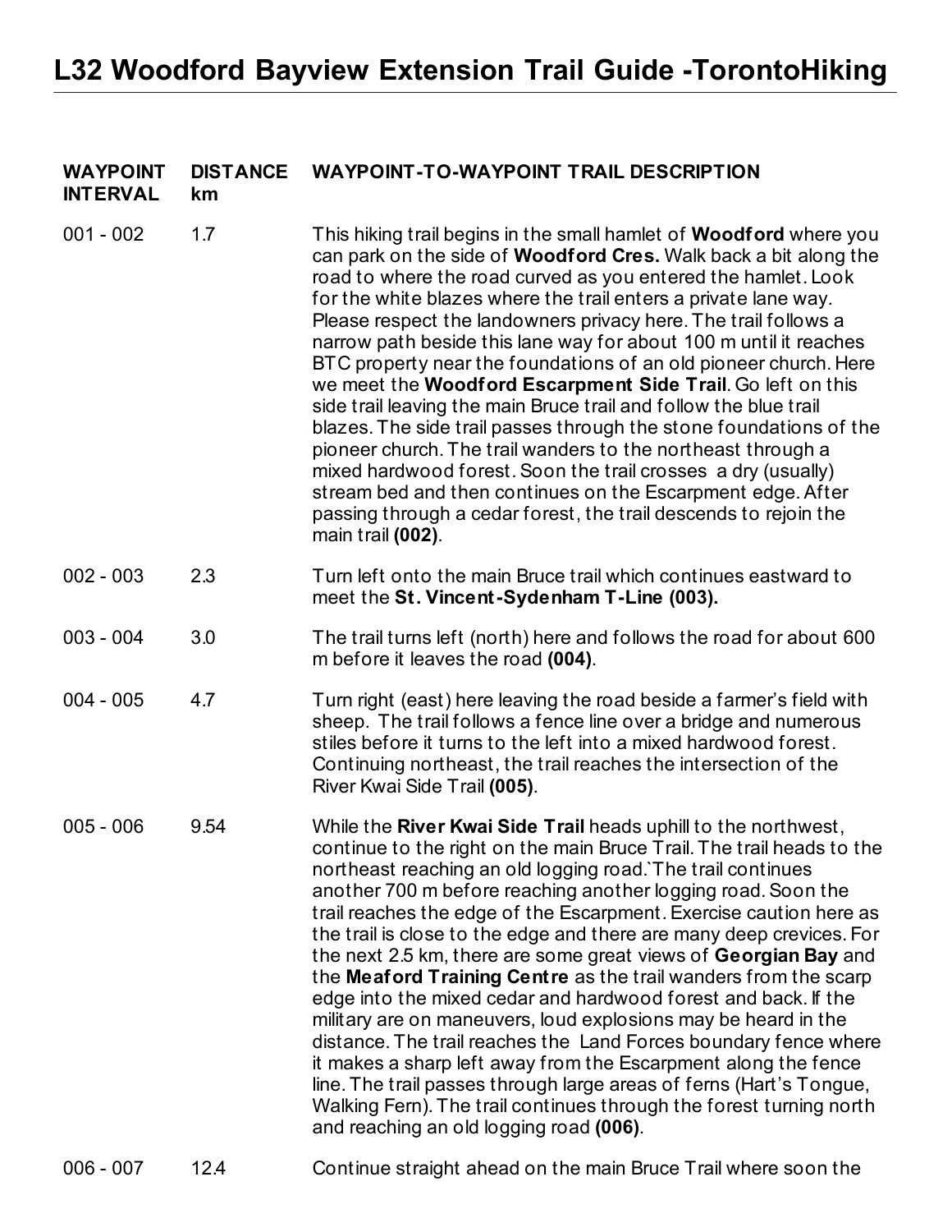# L32 Woodford Bayview Extension Trail Guide -TorontoHiking

| WAYPOINT INTERVAL | DISTANCE km | WAYPOINT-TO-WAYPOINT TRAIL DESCRIPTION |
|---|---|---|
| 001 - 002 | 1.7 | This hiking trail begins in the small hamlet of **Woodford** where you can park on the side of **Woodford Cres.** Walk back a bit along the road to where the road curved as you entered the hamlet. Look for the white blazes where the trail enters a private lane way. Please respect the landowners privacy here. The trail follows a narrow path beside this lane way for about 100 m until it reaches BTC property near the foundations of an old pioneer church. Here we meet the **Woodford Escarpment Side Trail**. Go left on this side trail leaving the main Bruce trail and follow the blue trail blazes. The side trail passes through the stone foundations of the pioneer church. The trail wanders to the northeast through a mixed hardwood forest. Soon the trail crosses a dry (usually) stream bed and then continues on the Escarpment edge. After passing through a cedar forest, the trail descends to rejoin the main trail **(002)**. |
| 002 - 003 | 2.3 | Turn left onto the main Bruce trail which continues eastward to meet the **St. Vincent-Sydenham T-Line (003).** |
| 003 - 004 | 3.0 | The trail turns left (north) here and follows the road for about 600 m before it leaves the road **(004)**. |
| 004 - 005 | 4.7 | Turn right (east) here leaving the road beside a farmer's field with sheep. The trail follows a fence line over a bridge and numerous stiles before it turns to the left into a mixed hardwood forest. Continuing northeast, the trail reaches the intersection of the River Kwai Side Trail **(005)**. |
| 005 - 006 | 9.54 | While the **River Kwai Side Trail** heads uphill to the northwest, continue to the right on the main Bruce Trail. The trail heads to the northeast reaching an old logging road.`The trail continues another 700 m before reaching another logging road. Soon the trail reaches the edge of the Escarpment. Exercise caution here as the trail is close to the edge and there are many deep crevices. For the next 2.5 km, there are some great views of **Georgian Bay** and the **Meaford Training Centre** as the trail wanders from the scarp edge into the mixed cedar and hardwood forest and back. If the military are on maneuvers, loud explosions may be heard in the distance. The trail reaches the Land Forces boundary fence where it makes a sharp left away from the Escarpment along the fence line. The trail passes through large areas of ferns (Hart's Tongue, Walking Fern). The trail continues through the forest turning north and reaching an old logging road **(006)**. |
| 006 - 007 | 12.4 | Continue straight ahead on the main Bruce Trail where soon the |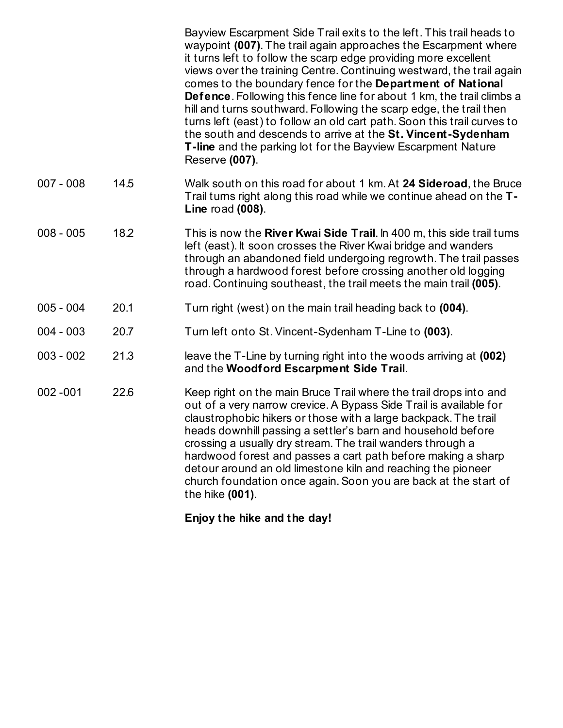| | | |
|---|---|---|
| | | Bayview Escarpment Side Trail exits to the left. This trail heads to waypoint **(007)**. The trail again approaches the Escarpment where it turns left to follow the scarp edge providing more excellent views over the training Centre. Continuing westward, the trail again comes to the boundary fence for the **Department of National Defence**. Following this fence line for about 1 km, the trail climbs a hill and turns southward. Following the scarp edge, the trail then turns left (east) to follow an old cart path. Soon this trail curves to the south and descends to arrive at the **St. Vincent-Sydenham T-line** and the parking lot for the Bayview Escarpment Nature Reserve **(007)**. |
| 007 - 008 | 14.5 | Walk south on this road for about 1 km. At **24 Sideroad**, the Bruce Trail turns right along this road while we continue ahead on the **T-Line** road **(008)**. |
| 008 - 005 | 18.2 | This is now the **River Kwai Side Trail**. In 400 m, this side trail tums left (east). It soon crosses the River Kwai bridge and wanders through an abandoned field undergoing regrowth. The trail passes through a hardwood forest before crossing another old logging road. Continuing southeast, the trail meets the main trail **(005)**. |
| 005 - 004 | 20.1 | Turn right (west) on the main trail heading back to **(004)**. |
| 004 - 003 | 20.7 | Turn left onto St. Vincent-Sydenham T-Line to **(003)**. |
| 003 - 002 | 21.3 | leave the T-Line by turning right into the woods arriving at **(002)** and the **Woodford Escarpment Side Trail**. |
| 002 -001 | 22.6 | Keep right on the main Bruce Trail where the trail drops into and out of a very narrow crevice. A Bypass Side Trail is available for claustrophobic hikers or those with a large backpack. The trail heads downhill passing a settler's barn and household before crossing a usually dry stream. The trail wanders through a hardwood forest and passes a cart path before making a sharp detour around an old limestone kiln and reaching the pioneer church foundation once again. Soon you are back at the start of the hike **(001)**. |

**Enjoy the hike and the day!**